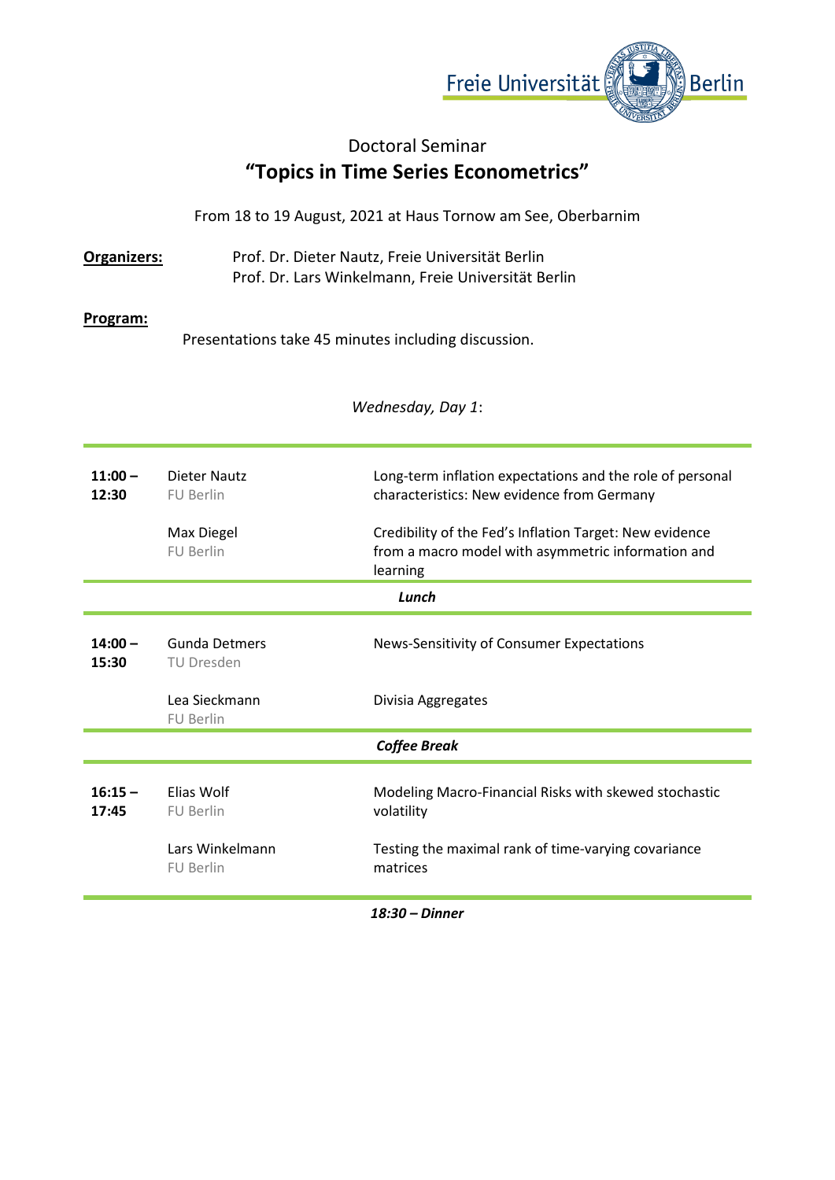Freie Universität Berlin

## Doctoral Seminar

# “Topics in Time Series Econometrics”

From 18 to 19 August, 2021 at Haus Tornow am See, Oberbarnim

**Organizers:** Prof. Dr. Dieter Nautz, Freie Universität Berlin
Prof. Dr. Lars Winkelmann, Freie Universität Berlin

**Program:**

Presentations take 45 minutes including discussion.

*Wednesday, Day 1*:

| Time | Speaker | Title |
|---|---|---|
| **11:00 – 12:30** | Dieter Nautz<br>FU Berlin | Long-term inflation expectations and the role of personal characteristics: New evidence from Germany |
| | Max Diegel<br>FU Berlin | Credibility of the Fed’s Inflation Target: New evidence from a macro model with asymmetric information and learning |
| | ***Lunch*** | |
| **14:00 – 15:30** | Gunda Detmers<br>TU Dresden | News-Sensitivity of Consumer Expectations |
| | Lea Sieckmann<br>FU Berlin | Divisia Aggregates |
| | ***Coffee Break*** | |
| **16:15 – 17:45** | Elias Wolf<br>FU Berlin | Modeling Macro-Financial Risks with skewed stochastic volatility |
| | Lars Winkelmann<br>FU Berlin | Testing the maximal rank of time-varying covariance matrices |

***18:30 – Dinner***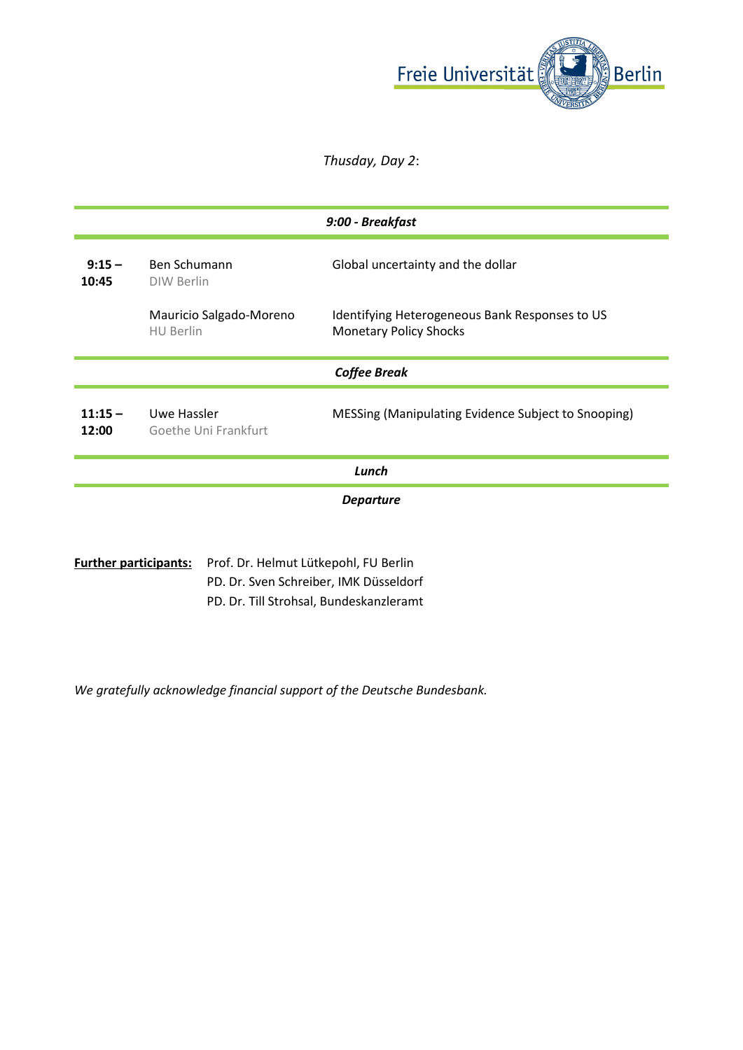*Thusday, Day 2*:

| | | |
|---|---|---|
| | ***9:00 - Breakfast*** | |
| **9:15 – 10:45** | Ben Schumann<br>DIW Berlin | Global uncertainty and the dollar |
| | Mauricio Salgado-Moreno<br>HU Berlin | Identifying Heterogeneous Bank Responses to US Monetary Policy Shocks |
| | ***Coffee Break*** | |
| **11:15 – 12:00** | Uwe Hassler<br>Goethe Uni Frankfurt | MESSing (Manipulating Evidence Subject to Snooping) |
| | ***Lunch*** | |
| | ***Departure*** | |

**Further participants:** Prof. Dr. Helmut Lütkepohl, FU Berlin
PD. Dr. Sven Schreiber, IMK Düsseldorf
PD. Dr. Till Strohsal, Bundeskanzleramt

*We gratefully acknowledge financial support of the Deutsche Bundesbank.*